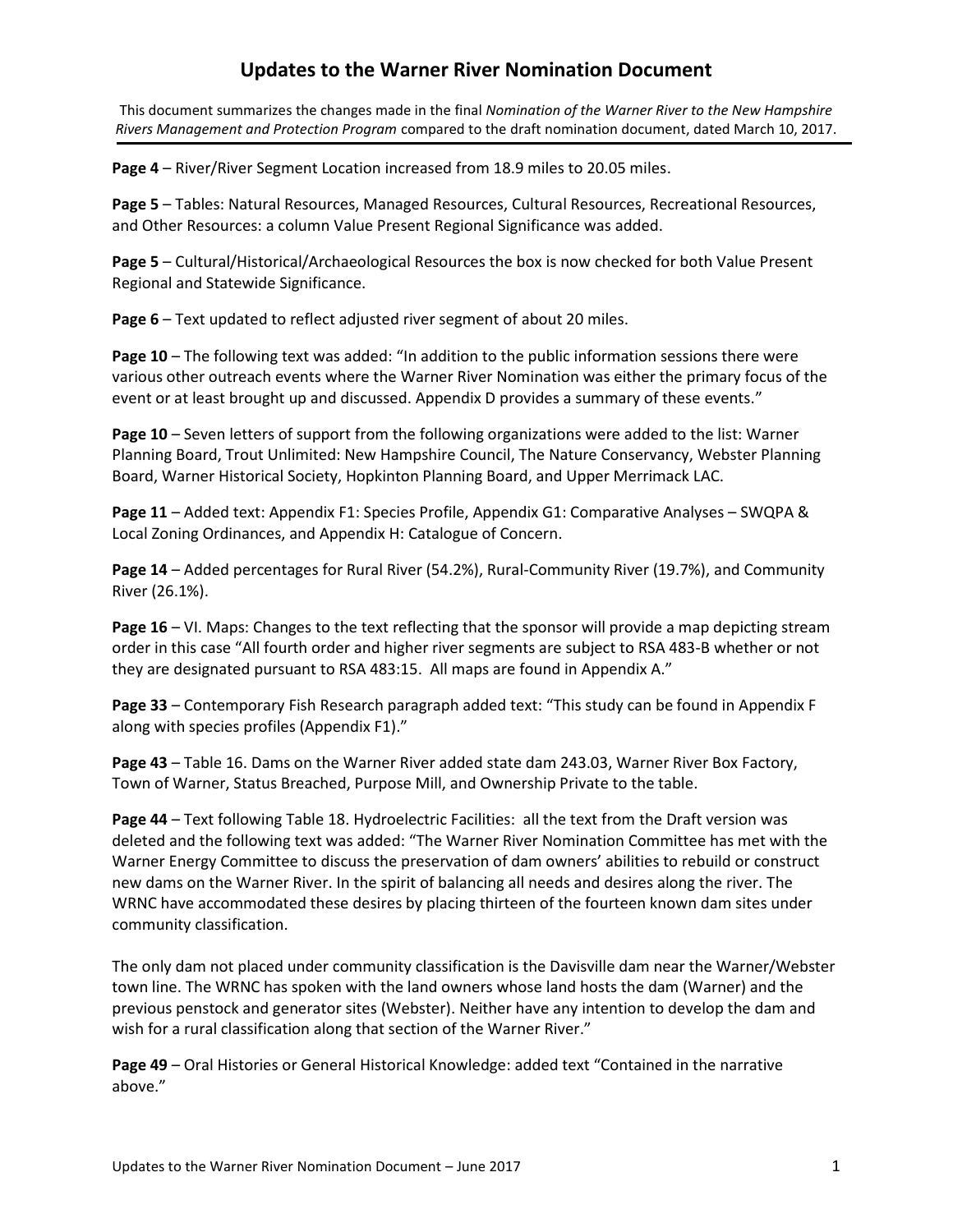# Updates to the Warner River Nomination Document

This document summarizes the changes made in the final *Nomination of the Warner River to the New Hampshire Rivers Management and Protection Program* compared to the draft nomination document, dated March 10, 2017.

---

**Page 4** – River/River Segment Location increased from 18.9 miles to 20.05 miles.

**Page 5** – Tables: Natural Resources, Managed Resources, Cultural Resources, Recreational Resources, and Other Resources: a column Value Present Regional Significance was added.

**Page 5** – Cultural/Historical/Archaeological Resources the box is now checked for both Value Present Regional and Statewide Significance.

**Page 6** – Text updated to reflect adjusted river segment of about 20 miles.

**Page 10** – The following text was added: "In addition to the public information sessions there were various other outreach events where the Warner River Nomination was either the primary focus of the event or at least brought up and discussed. Appendix D provides a summary of these events."

**Page 10** – Seven letters of support from the following organizations were added to the list: Warner Planning Board, Trout Unlimited: New Hampshire Council, The Nature Conservancy, Webster Planning Board, Warner Historical Society, Hopkinton Planning Board, and Upper Merrimack LAC.

**Page 11** – Added text: Appendix F1: Species Profile, Appendix G1: Comparative Analyses – SWQPA & Local Zoning Ordinances, and Appendix H: Catalogue of Concern.

**Page 14** – Added percentages for Rural River (54.2%), Rural-Community River (19.7%), and Community River (26.1%).

**Page 16** – VI. Maps: Changes to the text reflecting that the sponsor will provide a map depicting stream order in this case "All fourth order and higher river segments are subject to RSA 483-B whether or not they are designated pursuant to RSA 483:15. All maps are found in Appendix A."

**Page 33** – Contemporary Fish Research paragraph added text: "This study can be found in Appendix F along with species profiles (Appendix F1)."

**Page 43** – Table 16. Dams on the Warner River added state dam 243.03, Warner River Box Factory, Town of Warner, Status Breached, Purpose Mill, and Ownership Private to the table.

**Page 44** – Text following Table 18. Hydroelectric Facilities: all the text from the Draft version was deleted and the following text was added: "The Warner River Nomination Committee has met with the Warner Energy Committee to discuss the preservation of dam owners' abilities to rebuild or construct new dams on the Warner River. In the spirit of balancing all needs and desires along the river. The WRNC have accommodated these desires by placing thirteen of the fourteen known dam sites under community classification.

The only dam not placed under community classification is the Davisville dam near the Warner/Webster town line. The WRNC has spoken with the land owners whose land hosts the dam (Warner) and the previous penstock and generator sites (Webster). Neither have any intention to develop the dam and wish for a rural classification along that section of the Warner River."

**Page 49** – Oral Histories or General Historical Knowledge: added text "Contained in the narrative above."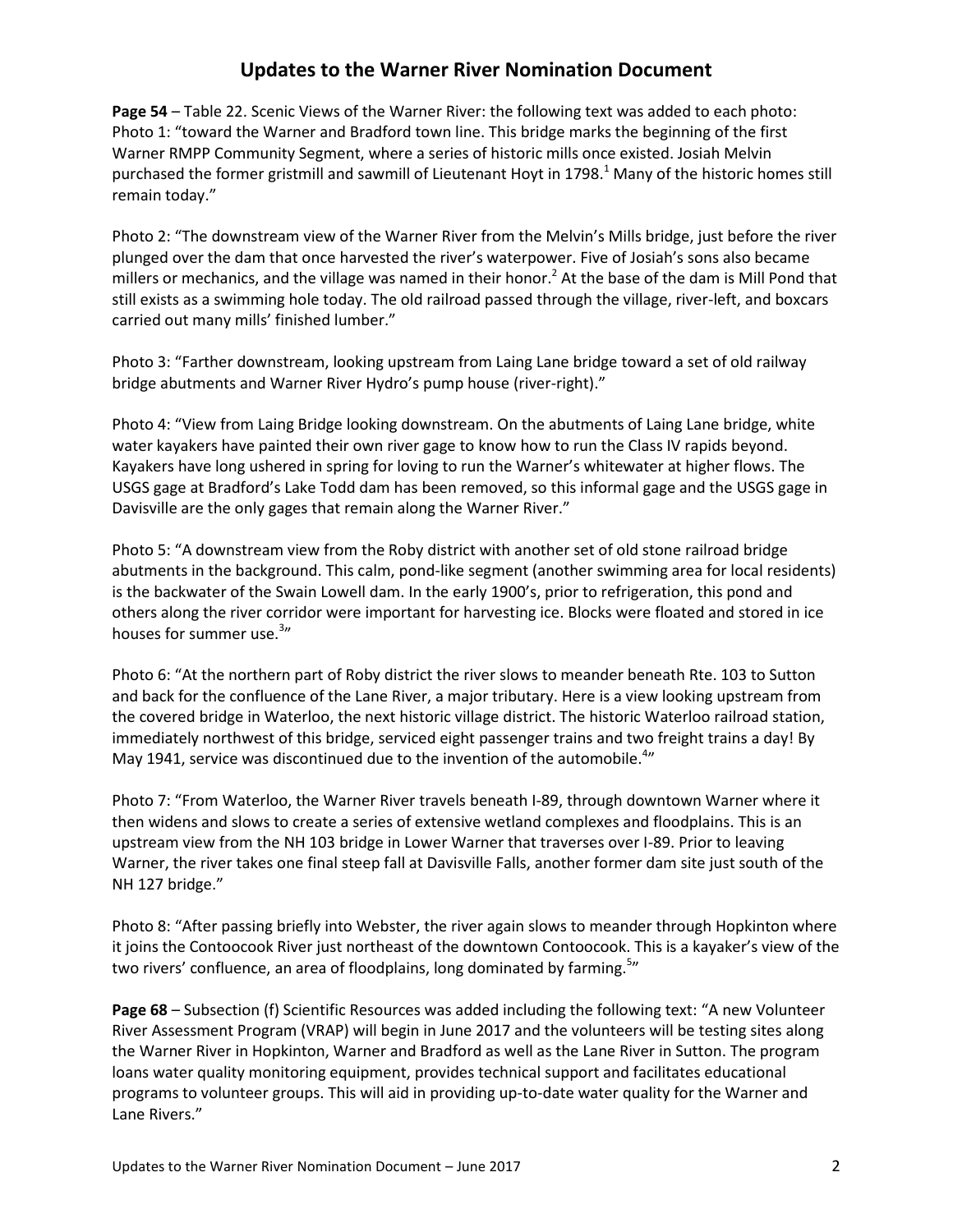## Updates to the Warner River Nomination Document

**Page 54** – Table 22. Scenic Views of the Warner River: the following text was added to each photo: Photo 1: "toward the Warner and Bradford town line. This bridge marks the beginning of the first Warner RMPP Community Segment, where a series of historic mills once existed. Josiah Melvin purchased the former gristmill and sawmill of Lieutenant Hoyt in 1798.[1] Many of the historic homes still remain today."

Photo 2: "The downstream view of the Warner River from the Melvin's Mills bridge, just before the river plunged over the dam that once harvested the river's waterpower. Five of Josiah's sons also became millers or mechanics, and the village was named in their honor.[2] At the base of the dam is Mill Pond that still exists as a swimming hole today. The old railroad passed through the village, river-left, and boxcars carried out many mills' finished lumber."

Photo 3: "Farther downstream, looking upstream from Laing Lane bridge toward a set of old railway bridge abutments and Warner River Hydro's pump house (river-right)."

Photo 4: "View from Laing Bridge looking downstream. On the abutments of Laing Lane bridge, white water kayakers have painted their own river gage to know how to run the Class IV rapids beyond. Kayakers have long ushered in spring for loving to run the Warner's whitewater at higher flows. The USGS gage at Bradford's Lake Todd dam has been removed, so this informal gage and the USGS gage in Davisville are the only gages that remain along the Warner River."

Photo 5: "A downstream view from the Roby district with another set of old stone railroad bridge abutments in the background. This calm, pond-like segment (another swimming area for local residents) is the backwater of the Swain Lowell dam. In the early 1900's, prior to refrigeration, this pond and others along the river corridor were important for harvesting ice. Blocks were floated and stored in ice houses for summer use.[3]"

Photo 6: "At the northern part of Roby district the river slows to meander beneath Rte. 103 to Sutton and back for the confluence of the Lane River, a major tributary. Here is a view looking upstream from the covered bridge in Waterloo, the next historic village district. The historic Waterloo railroad station, immediately northwest of this bridge, serviced eight passenger trains and two freight trains a day! By May 1941, service was discontinued due to the invention of the automobile.[4]"

Photo 7: "From Waterloo, the Warner River travels beneath I-89, through downtown Warner where it then widens and slows to create a series of extensive wetland complexes and floodplains. This is an upstream view from the NH 103 bridge in Lower Warner that traverses over I-89. Prior to leaving Warner, the river takes one final steep fall at Davisville Falls, another former dam site just south of the NH 127 bridge."

Photo 8: "After passing briefly into Webster, the river again slows to meander through Hopkinton where it joins the Contoocook River just northeast of the downtown Contoocook. This is a kayaker's view of the two rivers' confluence, an area of floodplains, long dominated by farming.[5]"

**Page 68** – Subsection (f) Scientific Resources was added including the following text: "A new Volunteer River Assessment Program (VRAP) will begin in June 2017 and the volunteers will be testing sites along the Warner River in Hopkinton, Warner and Bradford as well as the Lane River in Sutton. The program loans water quality monitoring equipment, provides technical support and facilitates educational programs to volunteer groups. This will aid in providing up-to-date water quality for the Warner and Lane Rivers."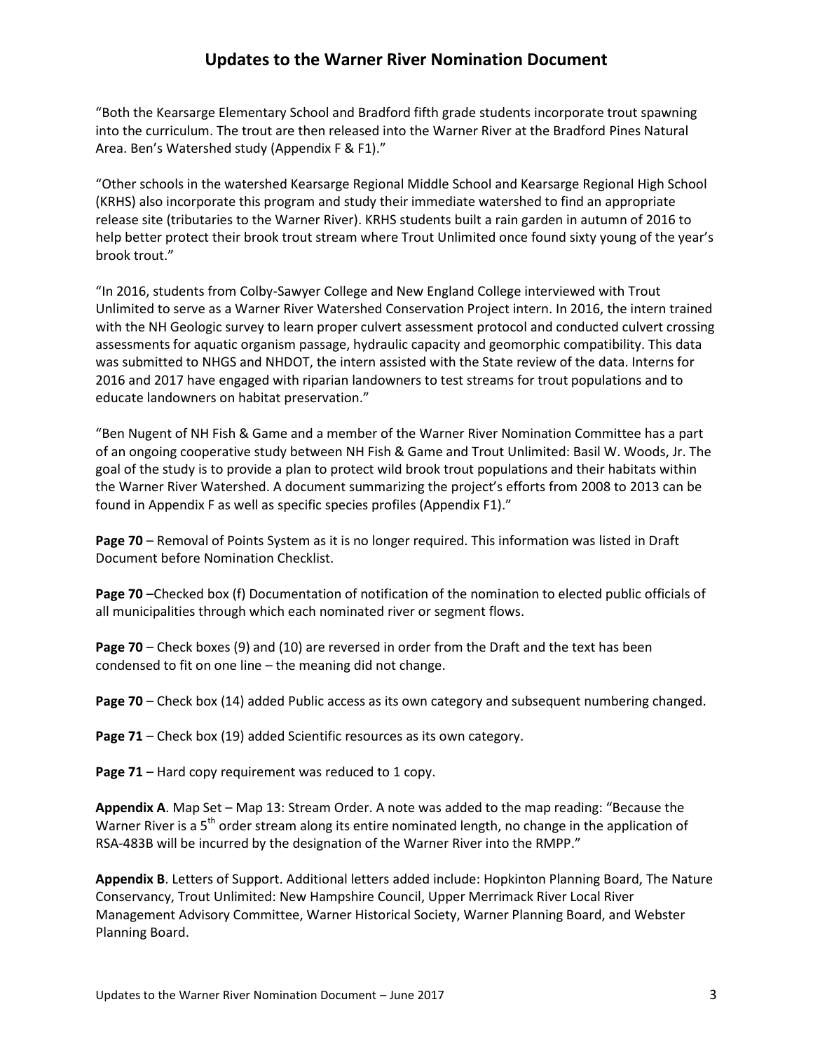## Updates to the Warner River Nomination Document

"Both the Kearsarge Elementary School and Bradford fifth grade students incorporate trout spawning into the curriculum. The trout are then released into the Warner River at the Bradford Pines Natural Area. Ben's Watershed study (Appendix F & F1)."

"Other schools in the watershed Kearsarge Regional Middle School and Kearsarge Regional High School (KRHS) also incorporate this program and study their immediate watershed to find an appropriate release site (tributaries to the Warner River). KRHS students built a rain garden in autumn of 2016 to help better protect their brook trout stream where Trout Unlimited once found sixty young of the year's brook trout."

"In 2016, students from Colby-Sawyer College and New England College interviewed with Trout Unlimited to serve as a Warner River Watershed Conservation Project intern. In 2016, the intern trained with the NH Geologic survey to learn proper culvert assessment protocol and conducted culvert crossing assessments for aquatic organism passage, hydraulic capacity and geomorphic compatibility. This data was submitted to NHGS and NHDOT, the intern assisted with the State review of the data. Interns for 2016 and 2017 have engaged with riparian landowners to test streams for trout populations and to educate landowners on habitat preservation."

"Ben Nugent of NH Fish & Game and a member of the Warner River Nomination Committee has a part of an ongoing cooperative study between NH Fish & Game and Trout Unlimited: Basil W. Woods, Jr. The goal of the study is to provide a plan to protect wild brook trout populations and their habitats within the Warner River Watershed. A document summarizing the project's efforts from 2008 to 2013 can be found in Appendix F as well as specific species profiles (Appendix F1)."

**Page 70** – Removal of Points System as it is no longer required. This information was listed in Draft Document before Nomination Checklist.

**Page 70** –Checked box (f) Documentation of notification of the nomination to elected public officials of all municipalities through which each nominated river or segment flows.

**Page 70** – Check boxes (9) and (10) are reversed in order from the Draft and the text has been condensed to fit on one line – the meaning did not change.

**Page 70** – Check box (14) added Public access as its own category and subsequent numbering changed.

**Page 71** – Check box (19) added Scientific resources as its own category.

**Page 71** – Hard copy requirement was reduced to 1 copy.

**Appendix A**. Map Set – Map 13: Stream Order. A note was added to the map reading: "Because the Warner River is a 5th order stream along its entire nominated length, no change in the application of RSA-483B will be incurred by the designation of the Warner River into the RMPP."

**Appendix B**. Letters of Support. Additional letters added include: Hopkinton Planning Board, The Nature Conservancy, Trout Unlimited: New Hampshire Council, Upper Merrimack River Local River Management Advisory Committee, Warner Historical Society, Warner Planning Board, and Webster Planning Board.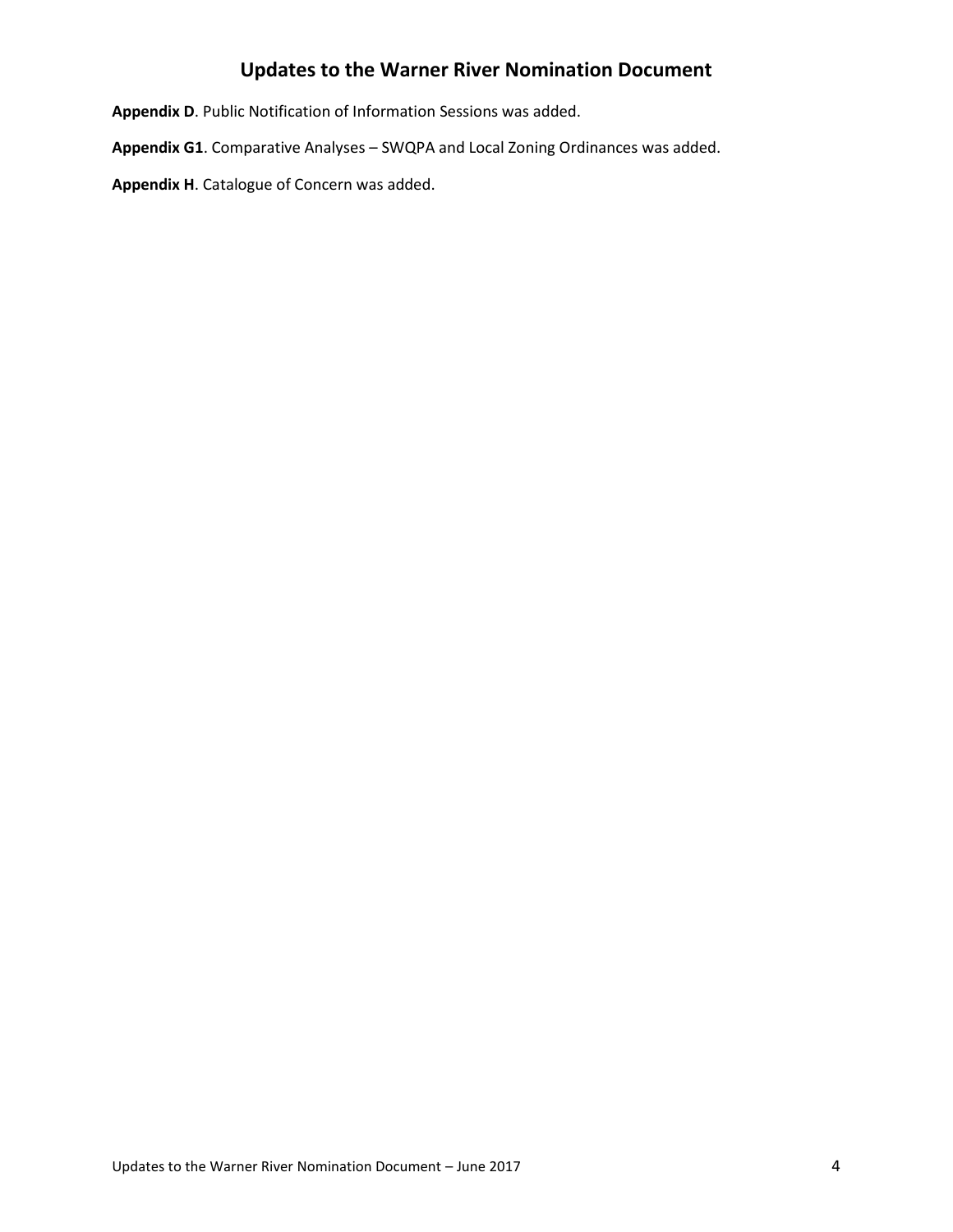# Updates to the Warner River Nomination Document

**Appendix D**. Public Notification of Information Sessions was added.

**Appendix G1**. Comparative Analyses – SWQPA and Local Zoning Ordinances was added.

**Appendix H**. Catalogue of Concern was added.